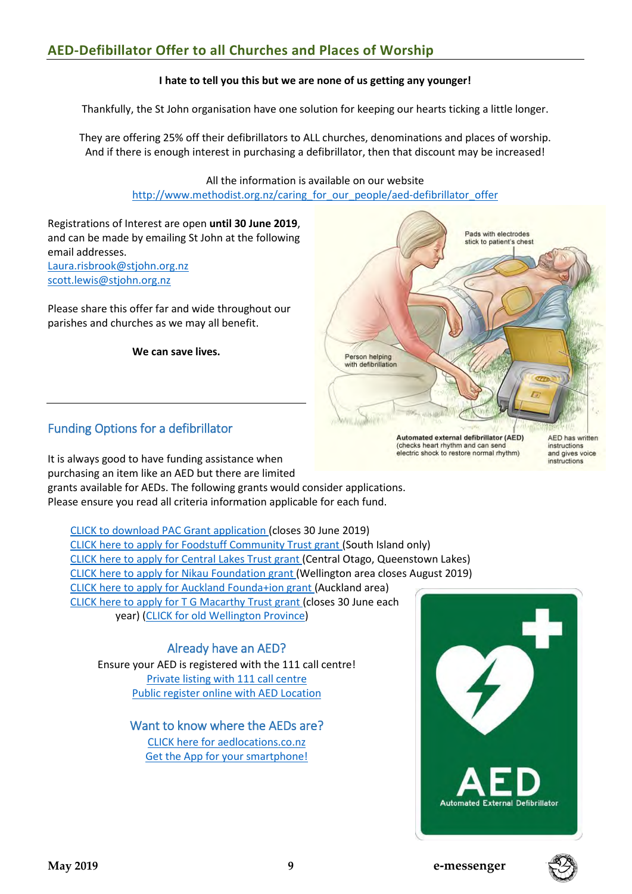## AED-Defibrillator Offer to all Churches and Places of Worship

**I hate to tell you this but we are none of us getting any younger!**

Thankfully, the St John organisation have one solution for keeping our hearts ticking a little longer.

They are offering 25% off their defibrillators to ALL churches, denominations and places of worship. And if there is enough interest in purchasing a defibrillator, then that discount may be increased!

All the information is available on our website
http://www.methodist.org.nz/caring_for_our_people/aed-defibrillator_offer

Registrations of Interest are open **until 30 June 2019**, and can be made by emailing St John at the following email addresses.
Laura.risbrook@stjohn.org.nz
scott.lewis@stjohn.org.nz

Please share this offer far and wide throughout our parishes and churches as we may all benefit.

**We can save lives.**

Pads with electrodes stick to patient's chest

Person helping with defibrillation

Automated external defibrillator (AED) (checks heart rhythm and can send electric shock to restore normal rhythm)

AED has written instructions and gives voice instructions

### Funding Options for a defibrillator

It is always good to have funding assistance when purchasing an item like an AED but there are limited grants available for AEDs. The following grants would consider applications. Please ensure you read all criteria information applicable for each fund.

CLICK to download PAC Grant application (closes 30 June 2019)
CLICK here to apply for Foodstuff Community Trust grant (South Island only)
CLICK here to apply for Central Lakes Trust grant (Central Otago, Queenstown Lakes)
CLICK here to apply for Nikau Foundation grant (Wellington area closes August 2019)
CLICK here to apply for Auckland Founda+ion grant (Auckland area)
CLICK here to apply for T G Macarthy Trust grant (closes 30 June each year) (CLICK for old Wellington Province)

### Already have an AED?

Ensure your AED is registered with the 111 call centre!
Private listing with 111 call centre
Public register online with AED Location

### Want to know where the AEDs are?

CLICK here for aedlocations.co.nz
Get the App for your smartphone!

AED
Automated External Defibrillator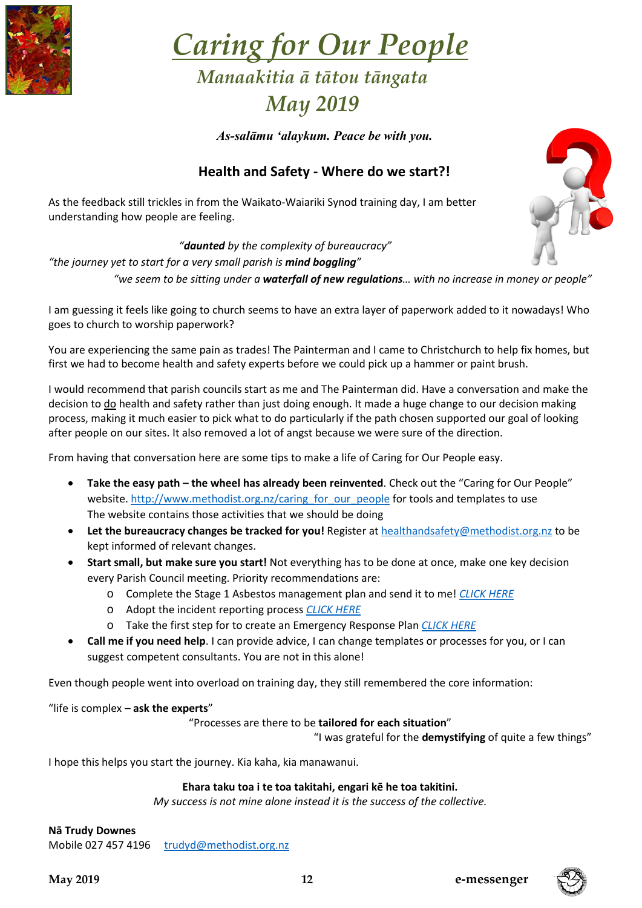# *Caring for Our People*

## *Manaakitia ā tātou tāngata*

## *May 2019*

***As-salāmu 'alaykum. Peace be with you.***

### Health and Safety - Where do we start?!

As the feedback still trickles in from the Waikato-Waiariki Synod training day, I am better understanding how people are feeling.

*"**daunted** by the complexity of bureaucracy"*

*"the journey yet to start for a very small parish is **mind boggling**"*

*"we seem to be sitting under a **waterfall of new regulations**… with no increase in money or people"*

I am guessing it feels like going to church seems to have an extra layer of paperwork added to it nowadays! Who goes to church to worship paperwork?

You are experiencing the same pain as trades! The Painterman and I came to Christchurch to help fix homes, but first we had to become health and safety experts before we could pick up a hammer or paint brush.

I would recommend that parish councils start as me and The Painterman did. Have a conversation and make the decision to do health and safety rather than just doing enough. It made a huge change to our decision making process, making it much easier to pick what to do particularly if the path chosen supported our goal of looking after people on our sites. It also removed a lot of angst because we were sure of the direction.

From having that conversation here are some tips to make a life of Caring for Our People easy.

- **Take the easy path – the wheel has already been reinvented**. Check out the "Caring for Our People" website. http://www.methodist.org.nz/caring_for_our_people for tools and templates to use The website contains those activities that we should be doing
- **Let the bureaucracy changes be tracked for you!** Register at healthandsafety@methodist.org.nz to be kept informed of relevant changes.
- **Start small, but make sure you start!** Not everything has to be done at once, make one key decision every Parish Council meeting. Priority recommendations are:
  - Complete the Stage 1 Asbestos management plan and send it to me! *CLICK HERE*
  - Adopt the incident reporting process *CLICK HERE*
  - Take the first step for to create an Emergency Response Plan *CLICK HERE*
- **Call me if you need help**. I can provide advice, I can change templates or processes for you, or I can suggest competent consultants. You are not in this alone!

Even though people went into overload on training day, they still remembered the core information:

"life is complex – **ask the experts**"

"Processes are there to be **tailored for each situation**"

"I was grateful for the **demystifying** of quite a few things"

I hope this helps you start the journey. Kia kaha, kia manawanui.

**Ehara taku toa i te toa takitahi, engari kē he toa takitini.**

*My success is not mine alone instead it is the success of the collective.*

**Nā Trudy Downes**
Mobile 027 457 4196 trudyd@methodist.org.nz